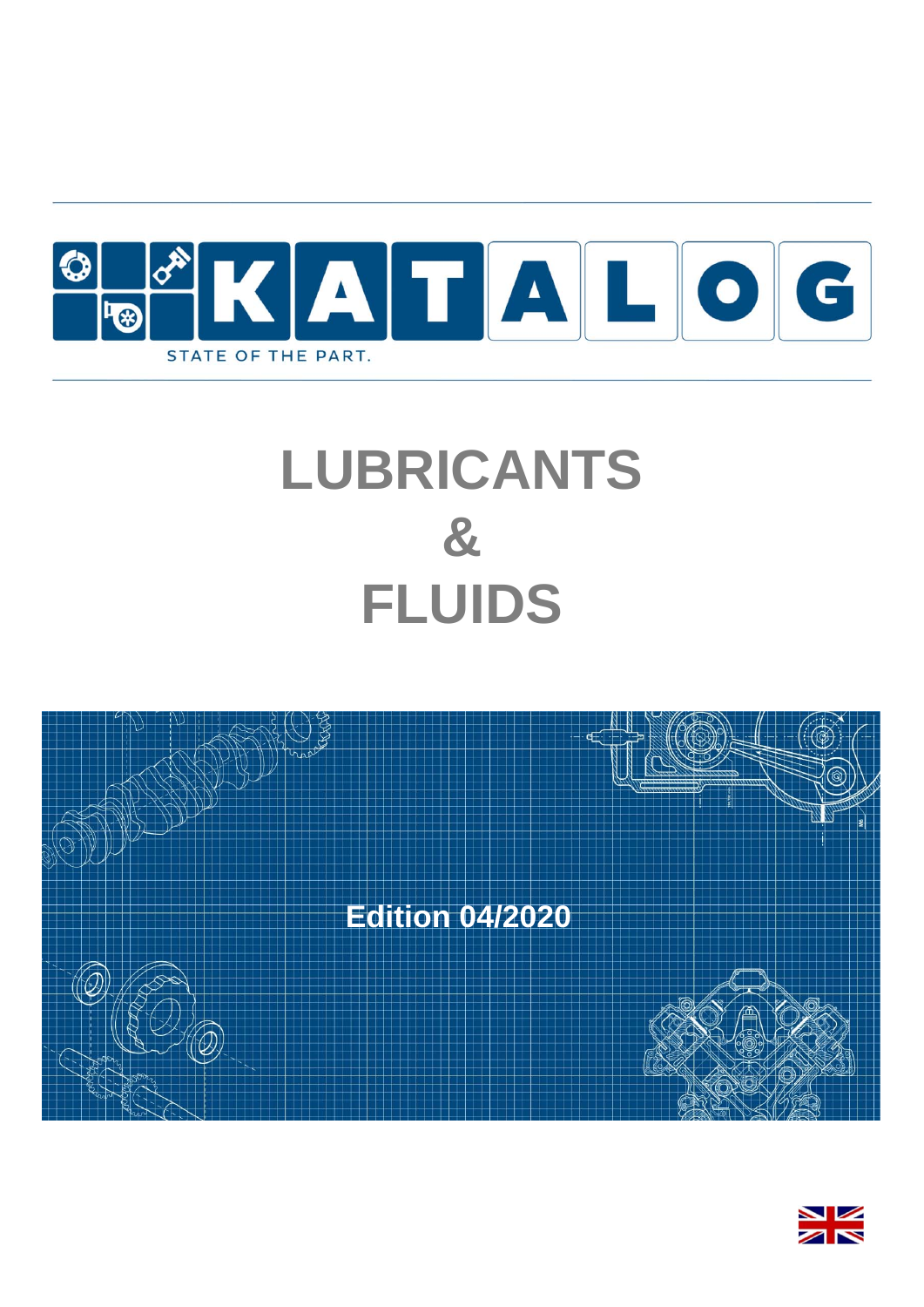KATALOG

STATE OF THE PART.

# LUBRICANTS & FLUIDS

**Edition 04/2020**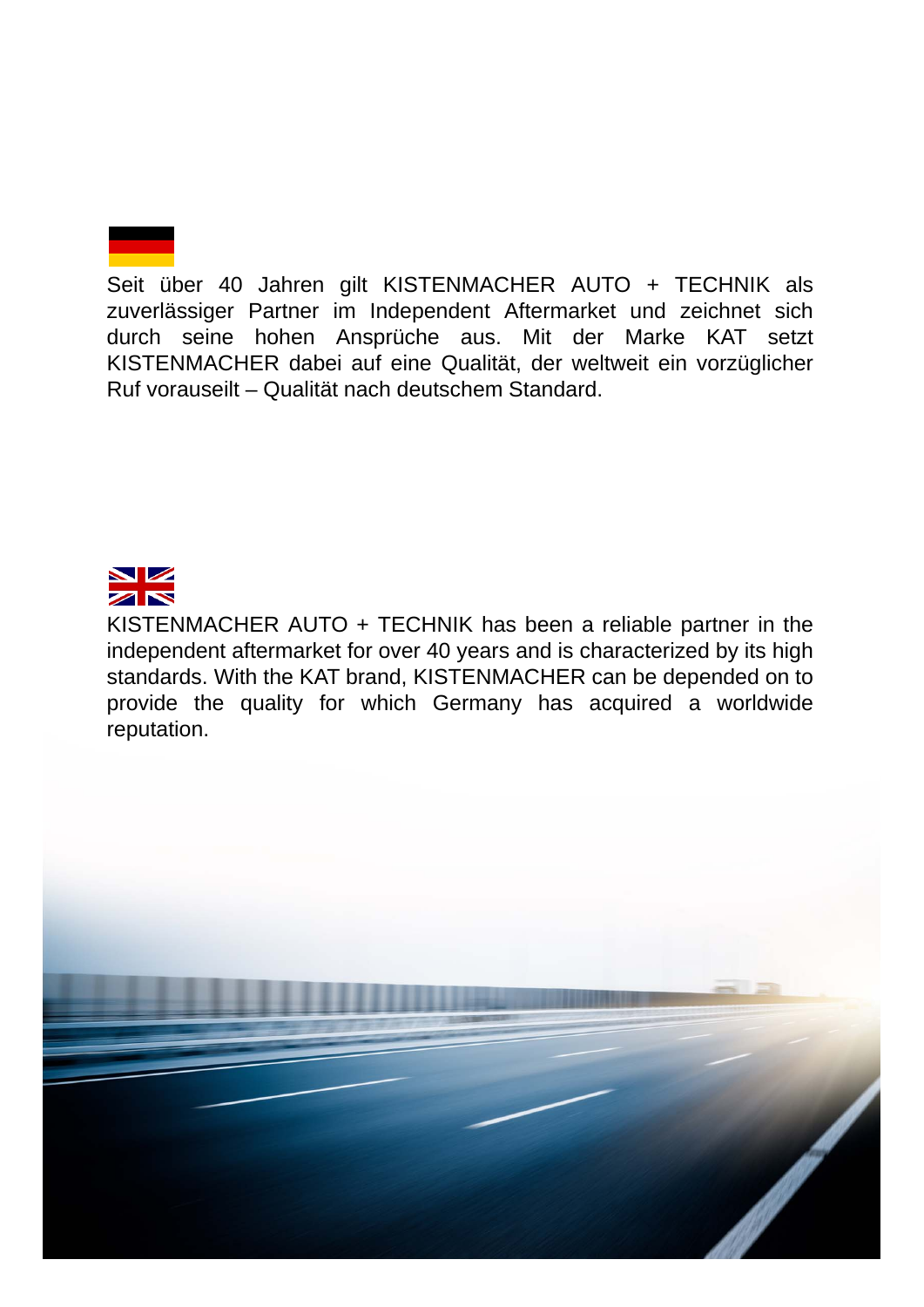Seit über 40 Jahren gilt KISTENMACHER AUTO + TECHNIK als zuverlässiger Partner im Independent Aftermarket und zeichnet sich durch seine hohen Ansprüche aus. Mit der Marke KAT setzt KISTENMACHER dabei auf eine Qualität, der weltweit ein vorzüglicher Ruf vorauseilt – Qualität nach deutschem Standard.

KISTENMACHER AUTO + TECHNIK has been a reliable partner in the independent aftermarket for over 40 years and is characterized by its high standards. With the KAT brand, KISTENMACHER can be depended on to provide the quality for which Germany has acquired a worldwide reputation.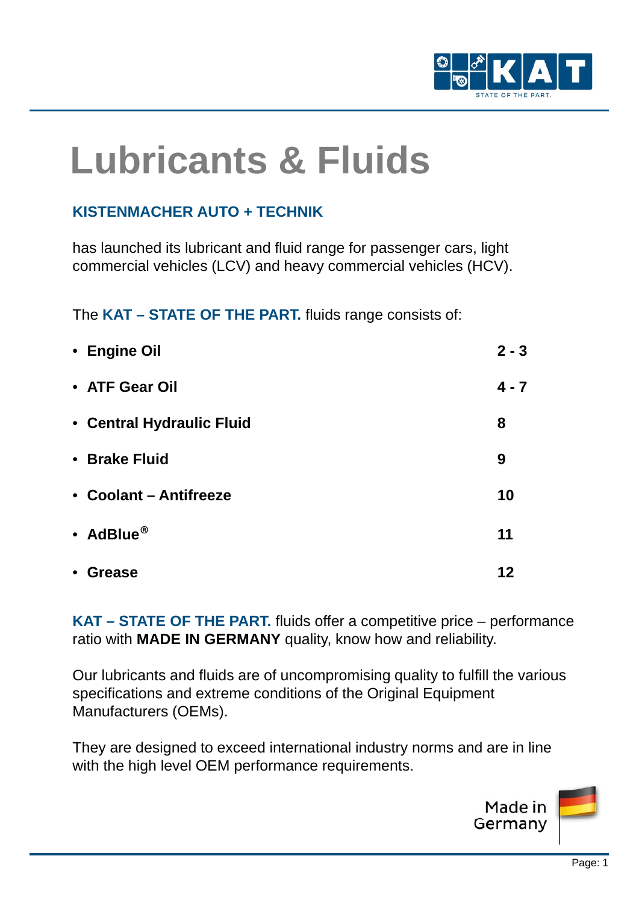# Lubricants & Fluids

## KISTENMACHER AUTO + TECHNIK

has launched its lubricant and fluid range for passenger cars, light commercial vehicles (LCV) and heavy commercial vehicles (HCV).

The **KAT – STATE OF THE PART.** fluids range consists of:

| | |
|---|---|
| • **Engine Oil** | **2 - 3** |
| • **ATF Gear Oil** | **4 - 7** |
| • **Central Hydraulic Fluid** | **8** |
| • **Brake Fluid** | **9** |
| • **Coolant – Antifreeze** | **10** |
| • **AdBlue®** | **11** |
| • **Grease** | **12** |

**KAT – STATE OF THE PART.** fluids offer a competitive price – performance ratio with **MADE IN GERMANY** quality, know how and reliability.

Our lubricants and fluids are of uncompromising quality to fulfill the various specifications and extreme conditions of the Original Equipment Manufacturers (OEMs).

They are designed to exceed international industry norms and are in line with the high level OEM performance requirements.

Made in Germany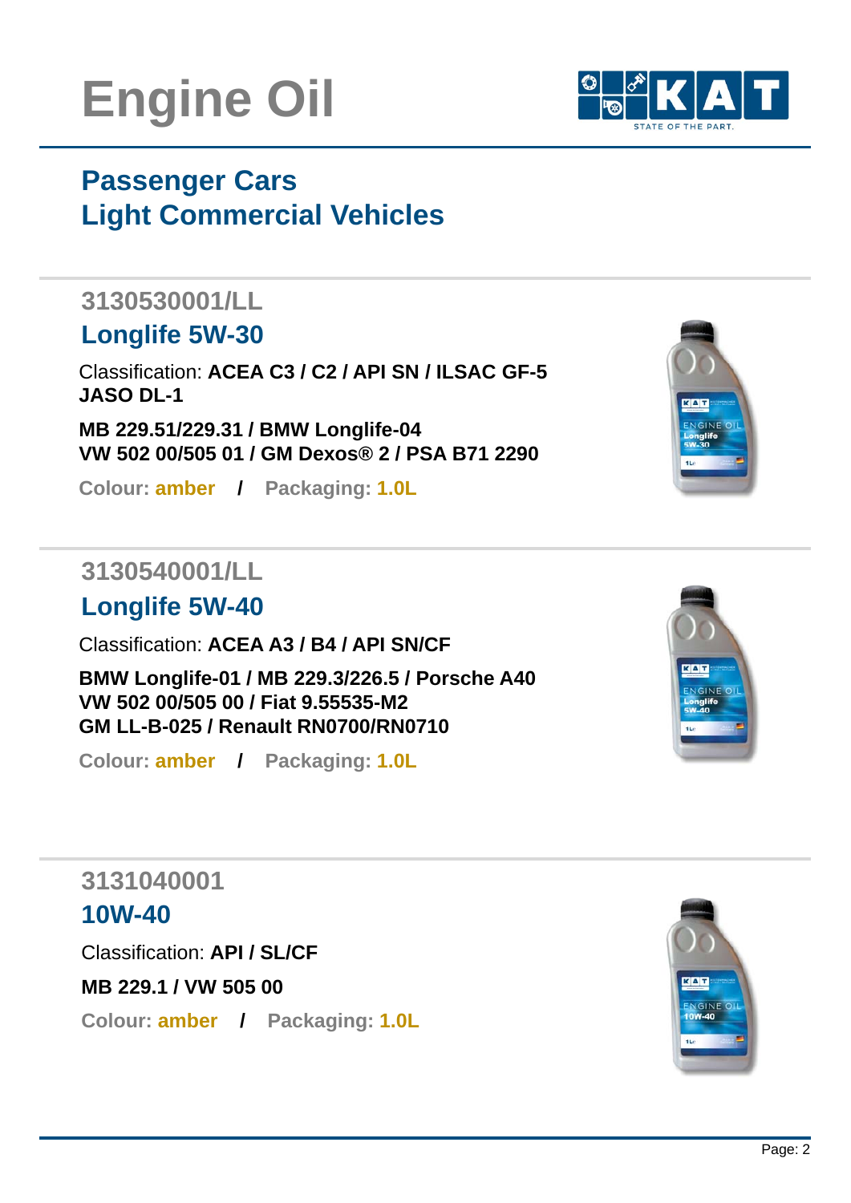# Engine Oil

## Passenger Cars
## Light Commercial Vehicles

### 3130530001/LL

### Longlife 5W-30

Classification: **ACEA C3 / C2 / API SN / ILSAC GF-5 JASO DL-1**

**MB 229.51/229.31 / BMW Longlife-04**
**VW 502 00/505 01 / GM Dexos® 2 / PSA B71 2290**

**Colour: amber / Packaging: 1.0L**

### 3130540001/LL

### Longlife 5W-40

Classification: **ACEA A3 / B4 / API SN/CF**

**BMW Longlife-01 / MB 229.3/226.5 / Porsche A40**
**VW 502 00/505 00 / Fiat 9.55535-M2**
**GM LL-B-025 / Renault RN0700/RN0710**

**Colour: amber / Packaging: 1.0L**

### 3131040001

### 10W-40

Classification: **API / SL/CF**

**MB 229.1 / VW 505 00**

**Colour: amber / Packaging: 1.0L**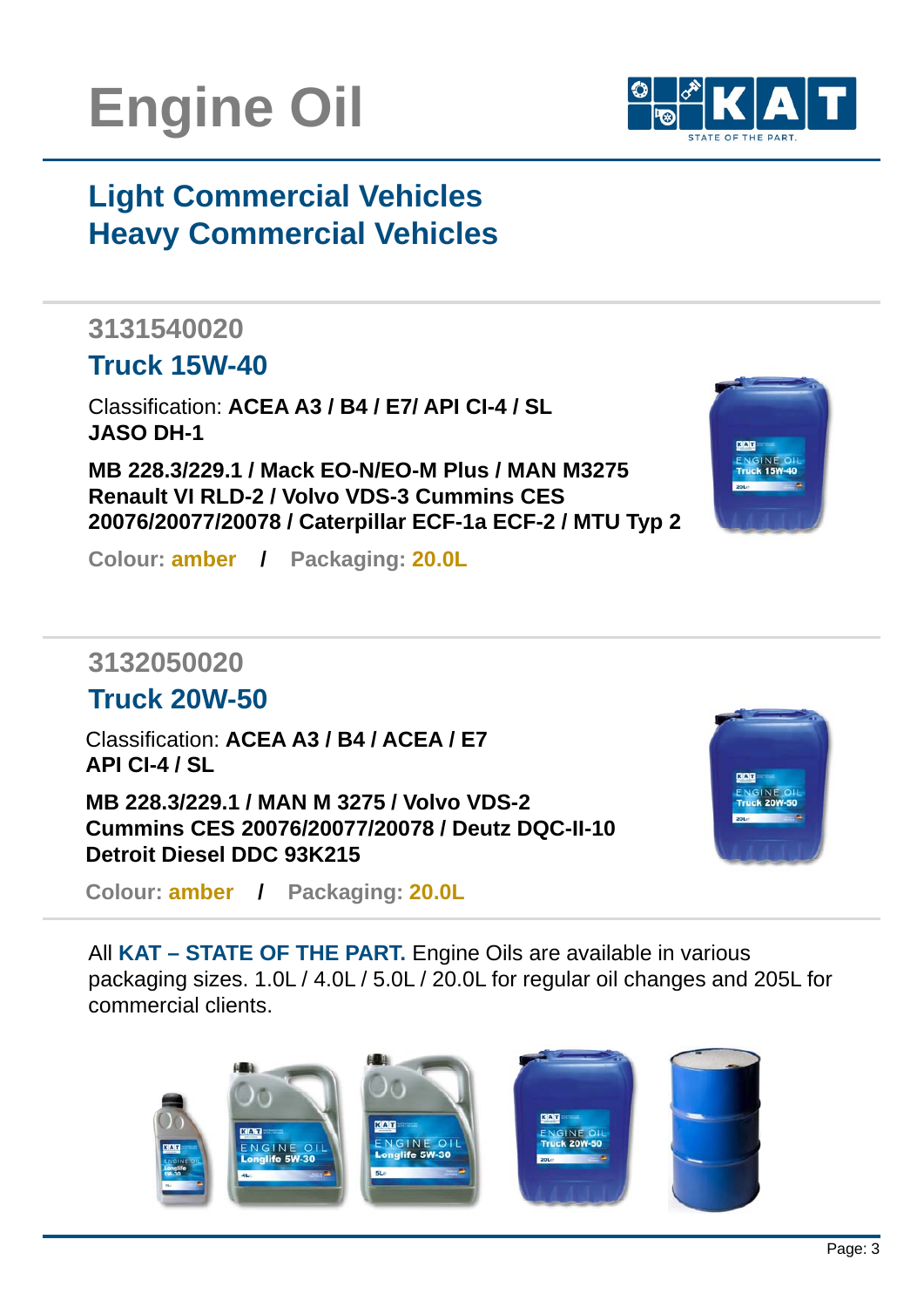# Engine Oil

## Light Commercial Vehicles
## Heavy Commercial Vehicles

### 3131540020

### Truck 15W-40

Classification: **ACEA A3 / B4 / E7/ API CI-4 / SL JASO DH-1**

**MB 228.3/229.1 / Mack EO-N/EO-M Plus / MAN M3275 Renault VI RLD-2 / Volvo VDS-3 Cummins CES 20076/20077/20078 / Caterpillar ECF-1a ECF-2 / MTU Typ 2**

**Colour: amber / Packaging: 20.0L**

### 3132050020

### Truck 20W-50

Classification: **ACEA A3 / B4 / ACEA / E7 API CI-4 / SL**

**MB 228.3/229.1 / MAN M 3275 / Volvo VDS-2 Cummins CES 20076/20077/20078 / Deutz DQC-II-10 Detroit Diesel DDC 93K215**

**Colour: amber / Packaging: 20.0L**

All **KAT – STATE OF THE PART.** Engine Oils are available in various packaging sizes. 1.0L / 4.0L / 5.0L / 20.0L for regular oil changes and 205L for commercial clients.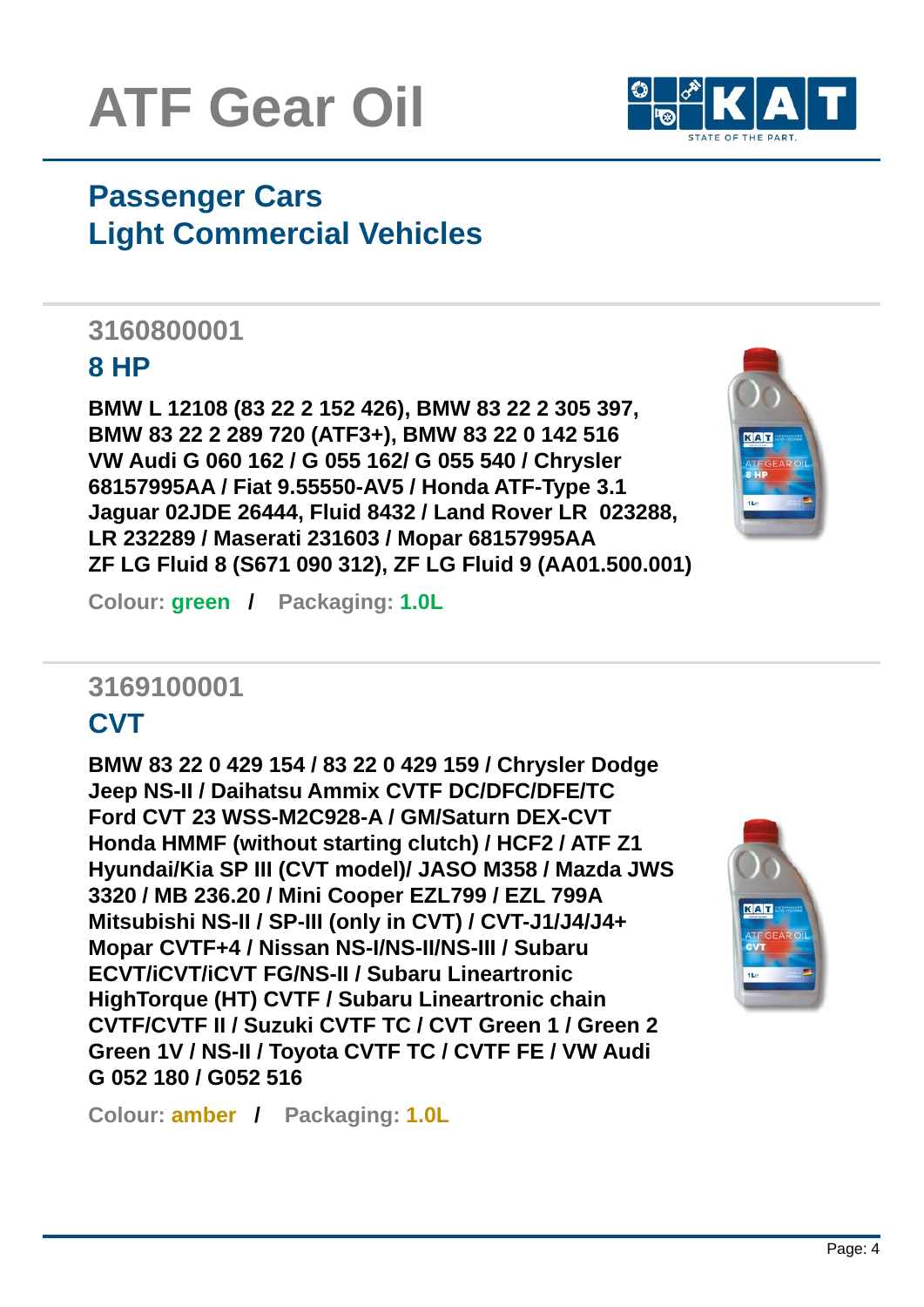# ATF Gear Oil

## Passenger Cars
## Light Commercial Vehicles

### 3160800001

### 8 HP

**BMW L 12108 (83 22 2 152 426), BMW 83 22 2 305 397, BMW 83 22 2 289 720 (ATF3+), BMW 83 22 0 142 516 VW Audi G 060 162 / G 055 162/ G 055 540 / Chrysler 68157995AA / Fiat 9.55550-AV5 / Honda ATF-Type 3.1 Jaguar 02JDE 26444, Fluid 8432 / Land Rover LR 023288, LR 232289 / Maserati 231603 / Mopar 68157995AA ZF LG Fluid 8 (S671 090 312), ZF LG Fluid 9 (AA01.500.001)**

**Colour: green / Packaging: 1.0L**

### 3169100001

### CVT

**BMW 83 22 0 429 154 / 83 22 0 429 159 / Chrysler Dodge Jeep NS-II / Daihatsu Ammix CVTF DC/DFC/DFE/TC Ford CVT 23 WSS-M2C928-A / GM/Saturn DEX-CVT Honda HMMF (without starting clutch) / HCF2 / ATF Z1 Hyundai/Kia SP III (CVT model)/ JASO M358 / Mazda JWS 3320 / MB 236.20 / Mini Cooper EZL799 / EZL 799A Mitsubishi NS-II / SP-III (only in CVT) / CVT-J1/J4/J4+ Mopar CVTF+4 / Nissan NS-I/NS-II/NS-III / Subaru ECVT/iCVT/iCVT FG/NS-II / Subaru Lineartronic HighTorque (HT) CVTF / Subaru Lineartronic chain CVTF/CVTF II / Suzuki CVTF TC / CVT Green 1 / Green 2 Green 1V / NS-II / Toyota CVTF TC / CVTF FE / VW Audi G 052 180 / G052 516**

**Colour: amber / Packaging: 1.0L**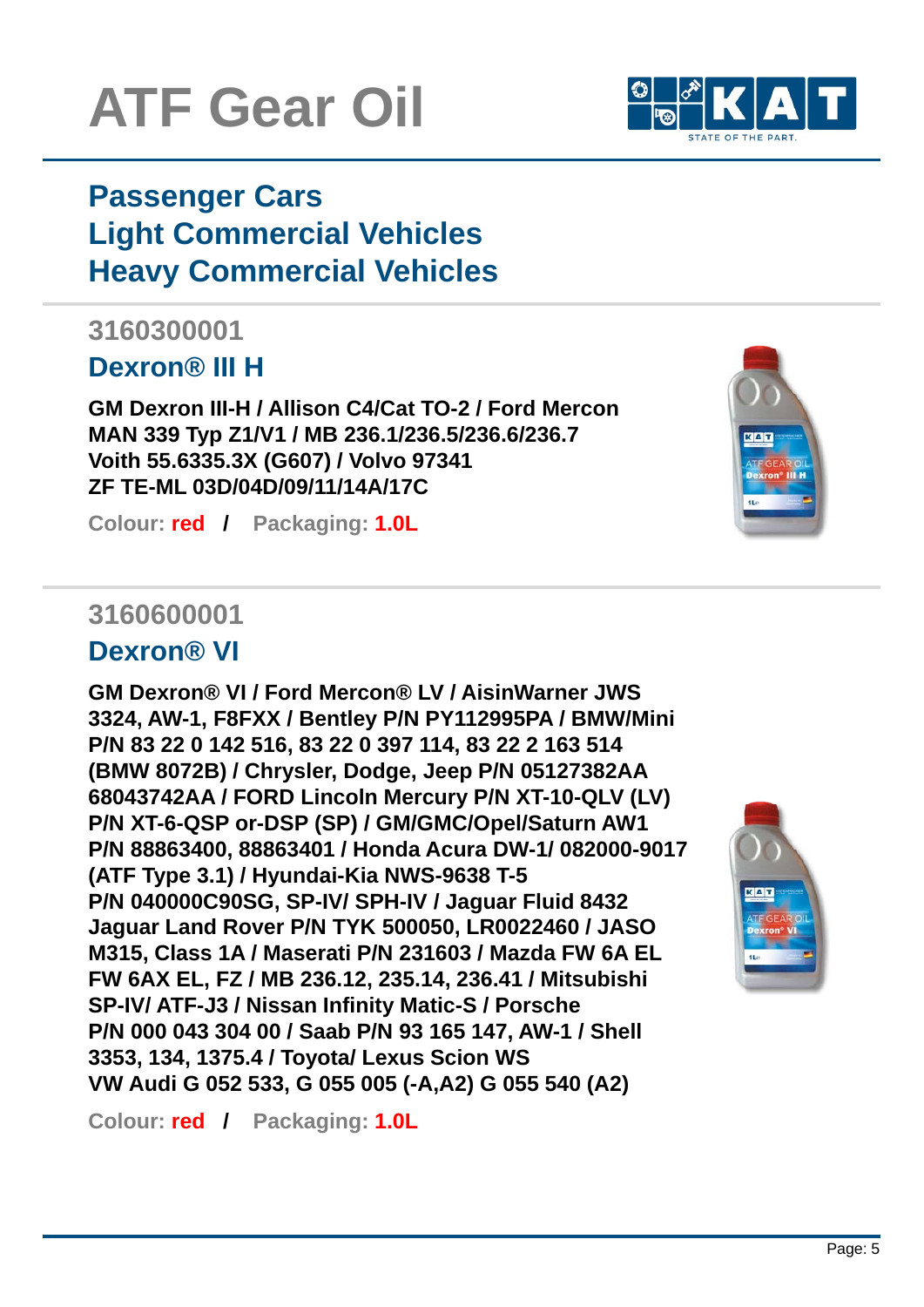# ATF Gear Oil

## Passenger Cars
## Light Commercial Vehicles
## Heavy Commercial Vehicles

### 3160300001

### Dexron® III H

**GM Dexron III-H / Allison C4/Cat TO-2 / Ford Mercon MAN 339 Typ Z1/V1 / MB 236.1/236.5/236.6/236.7 Voith 55.6335.3X (G607) / Volvo 97341 ZF TE-ML 03D/04D/09/11/14A/17C**

**Colour: red / Packaging: 1.0L**

### 3160600001

### Dexron® VI

**GM Dexron® VI / Ford Mercon® LV / AisinWarner JWS 3324, AW-1, F8FXX / Bentley P/N PY112995PA / BMW/Mini P/N 83 22 0 142 516, 83 22 0 397 114, 83 22 2 163 514 (BMW 8072B) / Chrysler, Dodge, Jeep P/N 05127382AA 68043742AA / FORD Lincoln Mercury P/N XT-10-QLV (LV) P/N XT-6-QSP or-DSP (SP) / GM/GMC/Opel/Saturn AW1 P/N 88863400, 88863401 / Honda Acura DW-1/ 082000-9017 (ATF Type 3.1) / Hyundai-Kia NWS-9638 T-5 P/N 040000C90SG, SP-IV/ SPH-IV / Jaguar Fluid 8432 Jaguar Land Rover P/N TYK 500050, LR0022460 / JASO M315, Class 1A / Maserati P/N 231603 / Mazda FW 6A EL FW 6AX EL, FZ / MB 236.12, 235.14, 236.41 / Mitsubishi SP-IV/ ATF-J3 / Nissan Infinity Matic-S / Porsche P/N 000 043 304 00 / Saab P/N 93 165 147, AW-1 / Shell 3353, 134, 1375.4 / Toyota/ Lexus Scion WS VW Audi G 052 533, G 055 005 (-A,A2) G 055 540 (A2)**

**Colour: red / Packaging: 1.0L**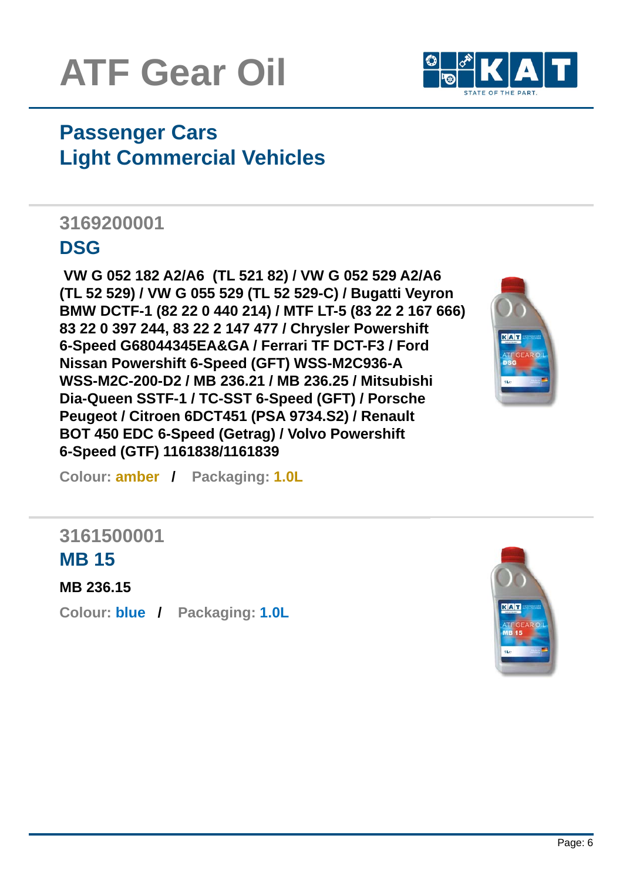# ATF Gear Oil

## Passenger Cars
## Light Commercial Vehicles

### 3169200001

### DSG

**VW G 052 182 A2/A6 (TL 521 82) / VW G 052 529 A2/A6 (TL 52 529) / VW G 055 529 (TL 52 529-C) / Bugatti Veyron BMW DCTF-1 (82 22 0 440 214) / MTF LT-5 (83 22 2 167 666) 83 22 0 397 244, 83 22 2 147 477 / Chrysler Powershift 6-Speed G68044345EA&GA / Ferrari TF DCT-F3 / Ford Nissan Powershift 6-Speed (GFT) WSS-M2C936-A WSS-M2C-200-D2 / MB 236.21 / MB 236.25 / Mitsubishi Dia-Queen SSTF-1 / TC-SST 6-Speed (GFT) / Porsche Peugeot / Citroen 6DCT451 (PSA 9734.S2) / Renault BOT 450 EDC 6-Speed (Getrag) / Volvo Powershift 6-Speed (GTF) 1161838/1161839**

**Colour: amber / Packaging: 1.0L**

### 3161500001

### MB 15

**MB 236.15**

**Colour: blue / Packaging: 1.0L**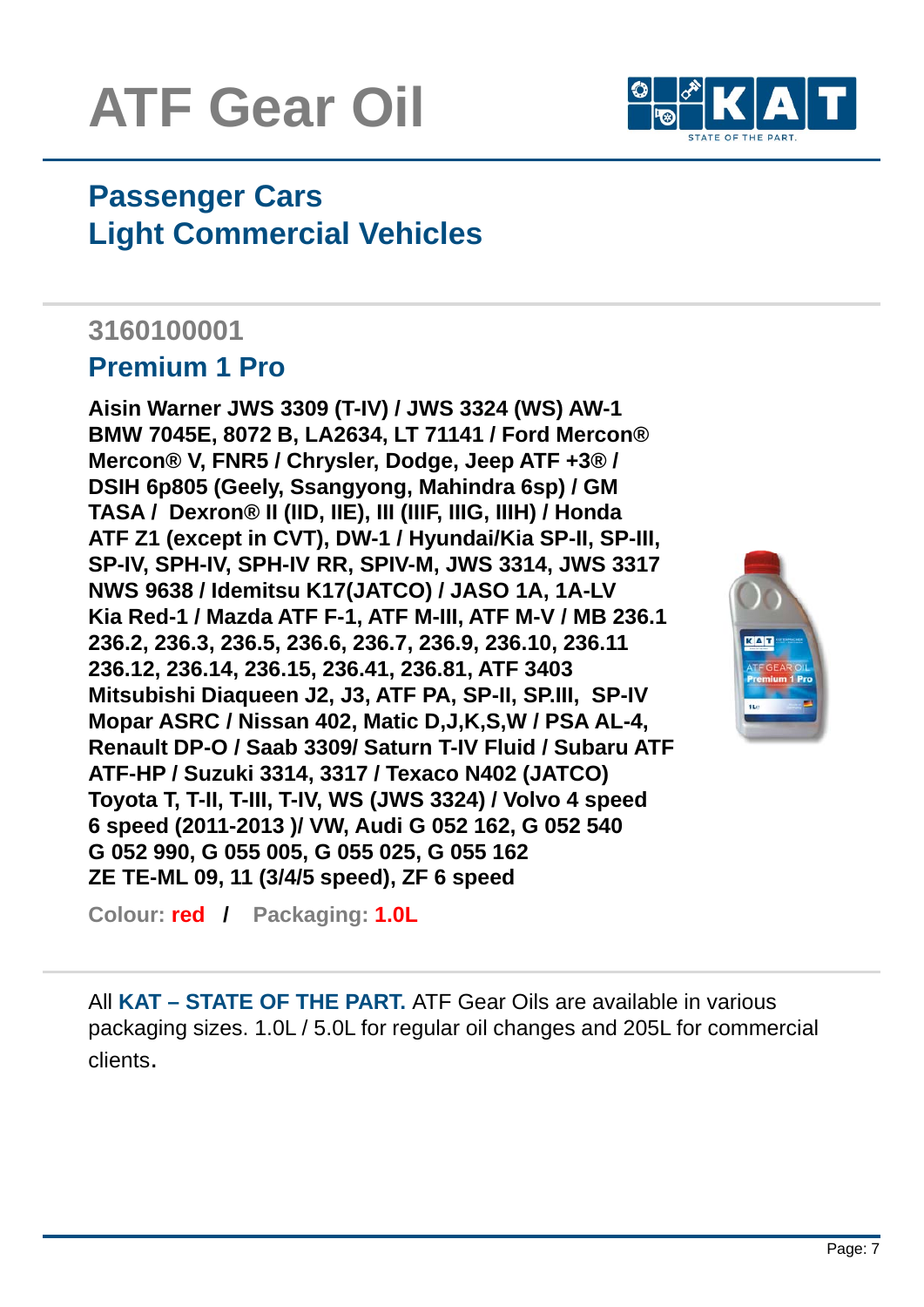# ATF Gear Oil

## Passenger Cars
## Light Commercial Vehicles

### 3160100001

### Premium 1 Pro

**Aisin Warner JWS 3309 (T-IV) / JWS 3324 (WS) AW-1 BMW 7045E, 8072 B, LA2634, LT 71141 / Ford Mercon® Mercon® V, FNR5 / Chrysler, Dodge, Jeep ATF +3® / DSIH 6p805 (Geely, Ssangyong, Mahindra 6sp) / GM TASA / Dexron® II (IID, IIE), III (IIIF, IIIG, IIIH) / Honda ATF Z1 (except in CVT), DW-1 / Hyundai/Kia SP-II, SP-III, SP-IV, SPH-IV, SPH-IV RR, SPIV-M, JWS 3314, JWS 3317 NWS 9638 / Idemitsu K17(JATCO) / JASO 1A, 1A-LV Kia Red-1 / Mazda ATF F-1, ATF M-III, ATF M-V / MB 236.1 236.2, 236.3, 236.5, 236.6, 236.7, 236.9, 236.10, 236.11 236.12, 236.14, 236.15, 236.41, 236.81, ATF 3403 Mitsubishi Diaqueen J2, J3, ATF PA, SP-II, SP.III, SP-IV Mopar ASRC / Nissan 402, Matic D,J,K,S,W / PSA AL-4, Renault DP-O / Saab 3309/ Saturn T-IV Fluid / Subaru ATF ATF-HP / Suzuki 3314, 3317 / Texaco N402 (JATCO) Toyota T, T-II, T-III, T-IV, WS (JWS 3324) / Volvo 4 speed 6 speed (2011-2013 )/ VW, Audi G 052 162, G 052 540 G 052 990, G 055 005, G 055 025, G 055 162 ZE TE-ML 09, 11 (3/4/5 speed), ZF 6 speed**

**Colour: red / Packaging: 1.0L**

All **KAT – STATE OF THE PART.** ATF Gear Oils are available in various packaging sizes. 1.0L / 5.0L for regular oil changes and 205L for commercial clients.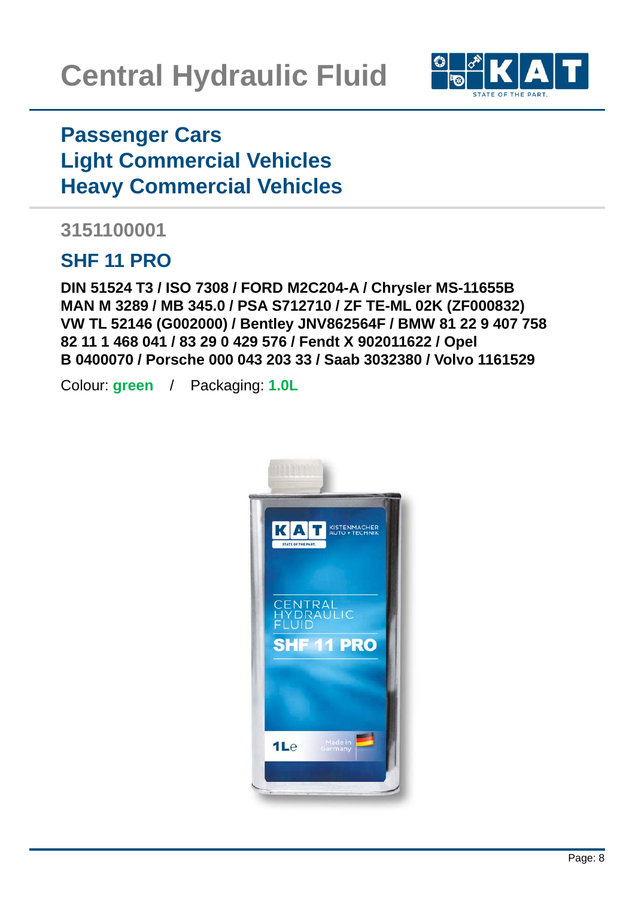# Central Hydraulic Fluid

## Passenger Cars
## Light Commercial Vehicles
## Heavy Commercial Vehicles

### 3151100001

### SHF 11 PRO

**DIN 51524 T3 / ISO 7308 / FORD M2C204-A / Chrysler MS-11655B MAN M 3289 / MB 345.0 / PSA S712710 / ZF TE-ML 02K (ZF000832) VW TL 52146 (G002000) / Bentley JNV862564F / BMW 81 22 9 407 758 82 11 1 468 041 / 83 29 0 429 576 / Fendt X 902011622 / Opel B 0400070 / Porsche 000 043 203 33 / Saab 3032380 / Volvo 1161529**

Colour: **green** / Packaging: **1.0L**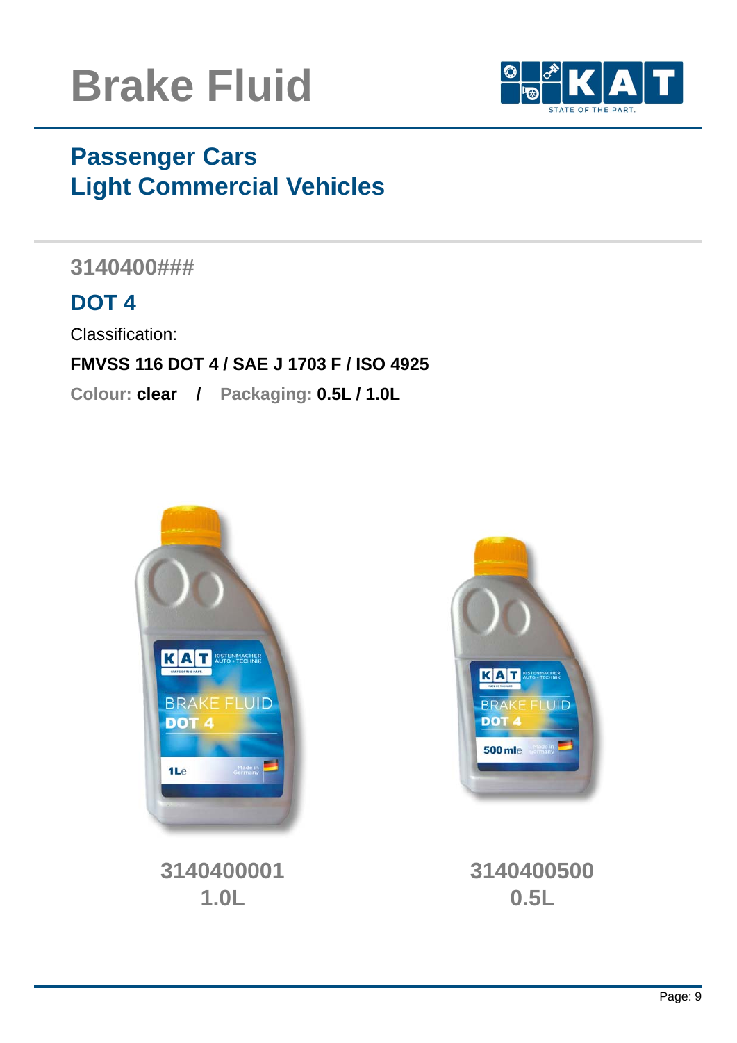# Brake Fluid

## Passenger Cars
## Light Commercial Vehicles

**3140400###**

### DOT 4

Classification:

**FMVSS 116 DOT 4 / SAE J 1703 F / ISO 4925**

**Colour: clear / Packaging: 0.5L / 1.0L**

**3140400001**
**1.0L**

**3140400500**
**0.5L**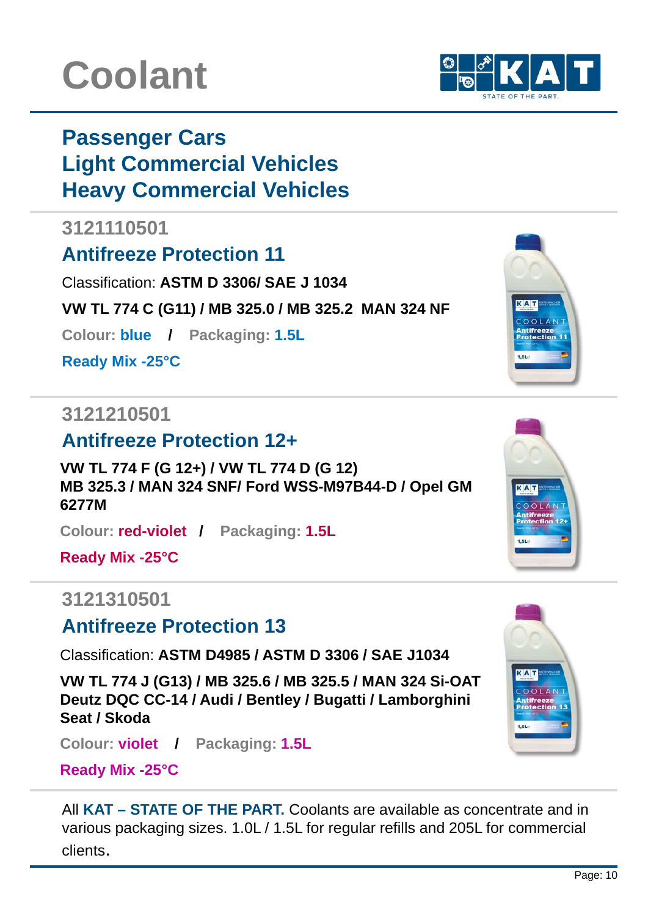# Coolant

## Passenger Cars
## Light Commercial Vehicles
## Heavy Commercial Vehicles

**3121110501**

### Antifreeze Protection 11

Classification: **ASTM D 3306/ SAE J 1034**

**VW TL 774 C (G11) / MB 325.0 / MB 325.2 MAN 324 NF**

**Colour: blue / Packaging: 1.5L**

**Ready Mix -25°C**

**3121210501**

### Antifreeze Protection 12+

**VW TL 774 F (G 12+) / VW TL 774 D (G 12)**
**MB 325.3 / MAN 324 SNF/ Ford WSS-M97B44-D / Opel GM 6277M**

**Colour: red-violet / Packaging: 1.5L**

**Ready Mix -25°C**

**3121310501**

### Antifreeze Protection 13

Classification: **ASTM D4985 / ASTM D 3306 / SAE J1034**

**VW TL 774 J (G13) / MB 325.6 / MB 325.5 / MAN 324 Si-OAT**
**Deutz DQC CC-14 / Audi / Bentley / Bugatti / Lamborghini**
**Seat / Skoda**

**Colour: violet / Packaging: 1.5L**

**Ready Mix -25°C**

All **KAT – STATE OF THE PART.** Coolants are available as concentrate and in various packaging sizes. 1.0L / 1.5L for regular refills and 205L for commercial clients.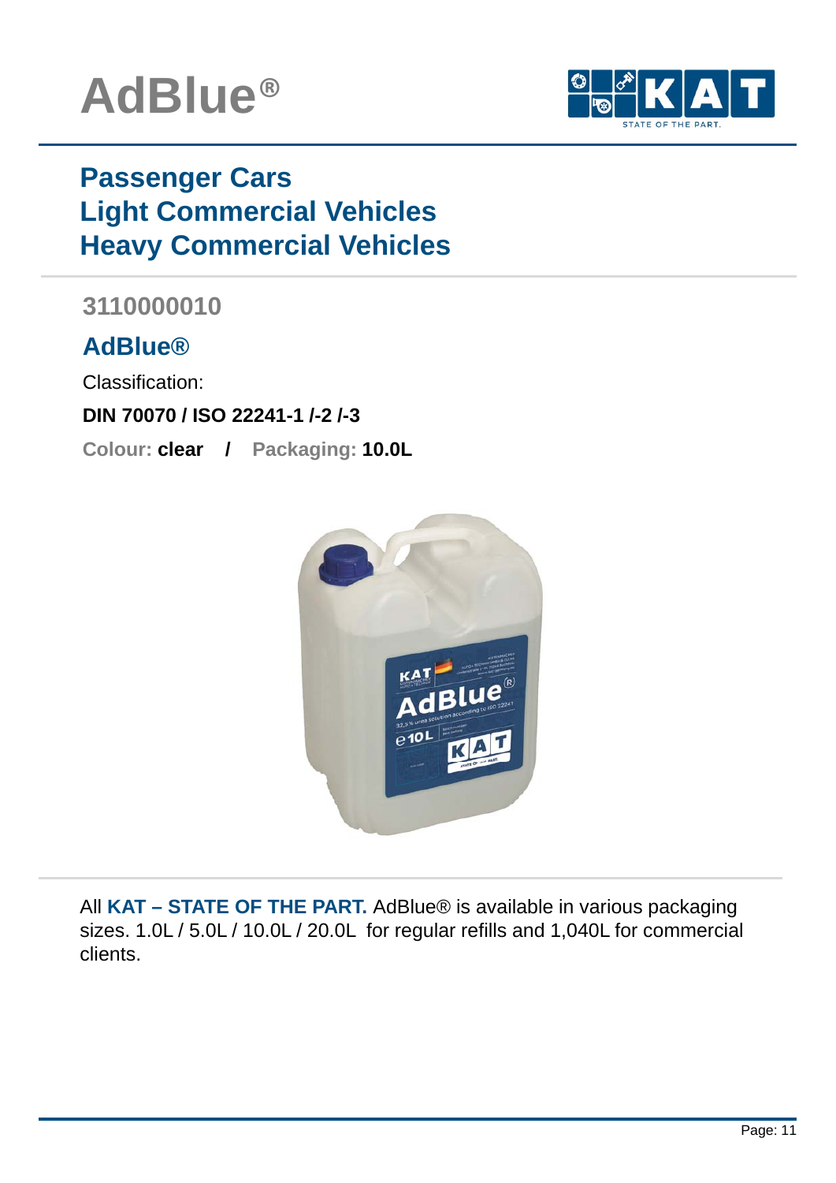# AdBlue®

## Passenger Cars
## Light Commercial Vehicles
## Heavy Commercial Vehicles

### 3110000010

### AdBlue®

Classification:

**DIN 70070 / ISO 22241-1 /-2 /-3**

Colour: **clear** **/** Packaging: **10.0L**

All **KAT – STATE OF THE PART.** AdBlue® is available in various packaging sizes. 1.0L / 5.0L / 10.0L / 20.0L for regular refills and 1,040L for commercial clients.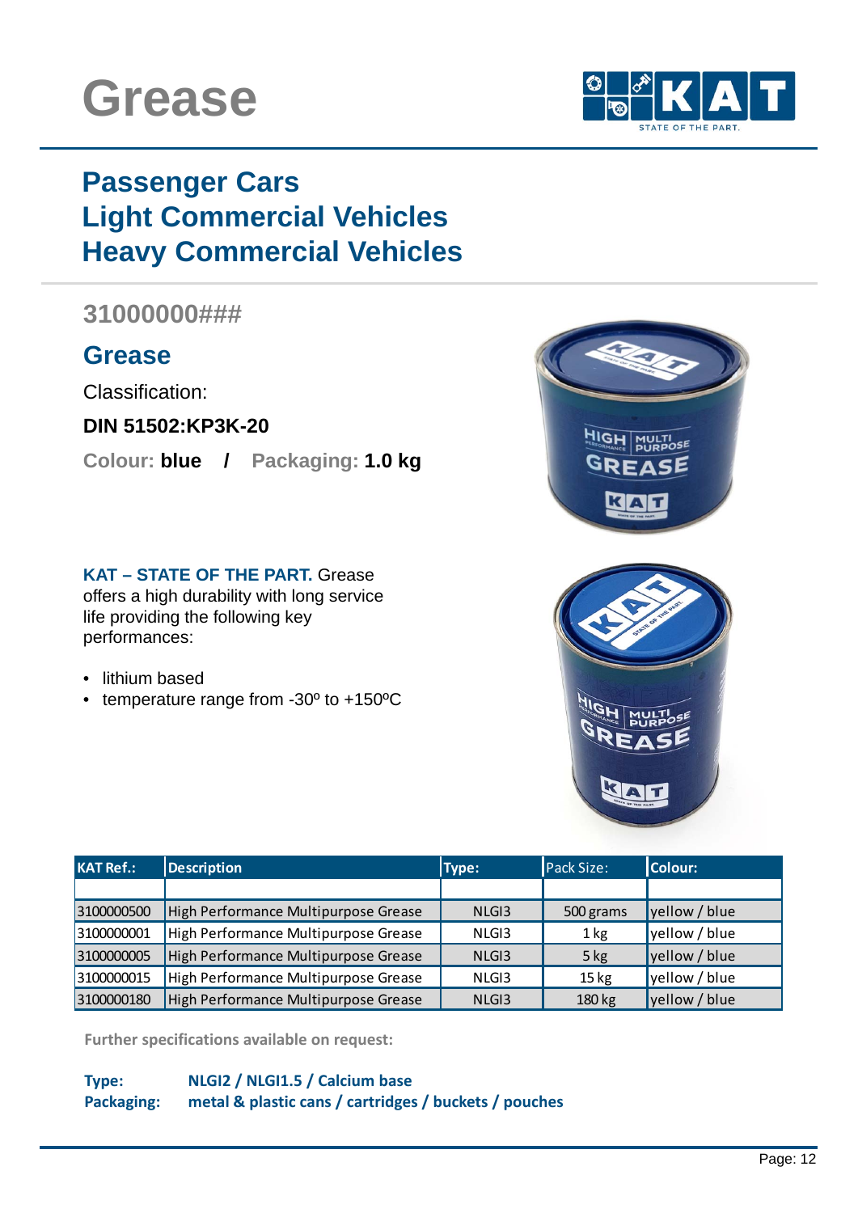# Grease

## Passenger Cars
## Light Commercial Vehicles
## Heavy Commercial Vehicles

### 31000000###

### Grease

Classification:

**DIN 51502:KP3K-20**

Colour: **blue** / Packaging: **1.0 kg**

**KAT – STATE OF THE PART.** Grease offers a high durability with long service life providing the following key performances:

- lithium based
- temperature range from -30º to +150ºC

| KAT Ref.: | Description | Type: | Pack Size: | Colour: |
|---|---|---|---|---|
| | | | | |
| 3100000500 | High Performance Multipurpose Grease | NLGI3 | 500 grams | yellow / blue |
| 3100000001 | High Performance Multipurpose Grease | NLGI3 | 1 kg | yellow / blue |
| 3100000005 | High Performance Multipurpose Grease | NLGI3 | 5 kg | yellow / blue |
| 3100000015 | High Performance Multipurpose Grease | NLGI3 | 15 kg | yellow / blue |
| 3100000180 | High Performance Multipurpose Grease | NLGI3 | 180 kg | yellow / blue |

**Further specifications available on request:**

**Type:** NLGI2 / NLGI1.5 / Calcium base
**Packaging:** metal & plastic cans / cartridges / buckets / pouches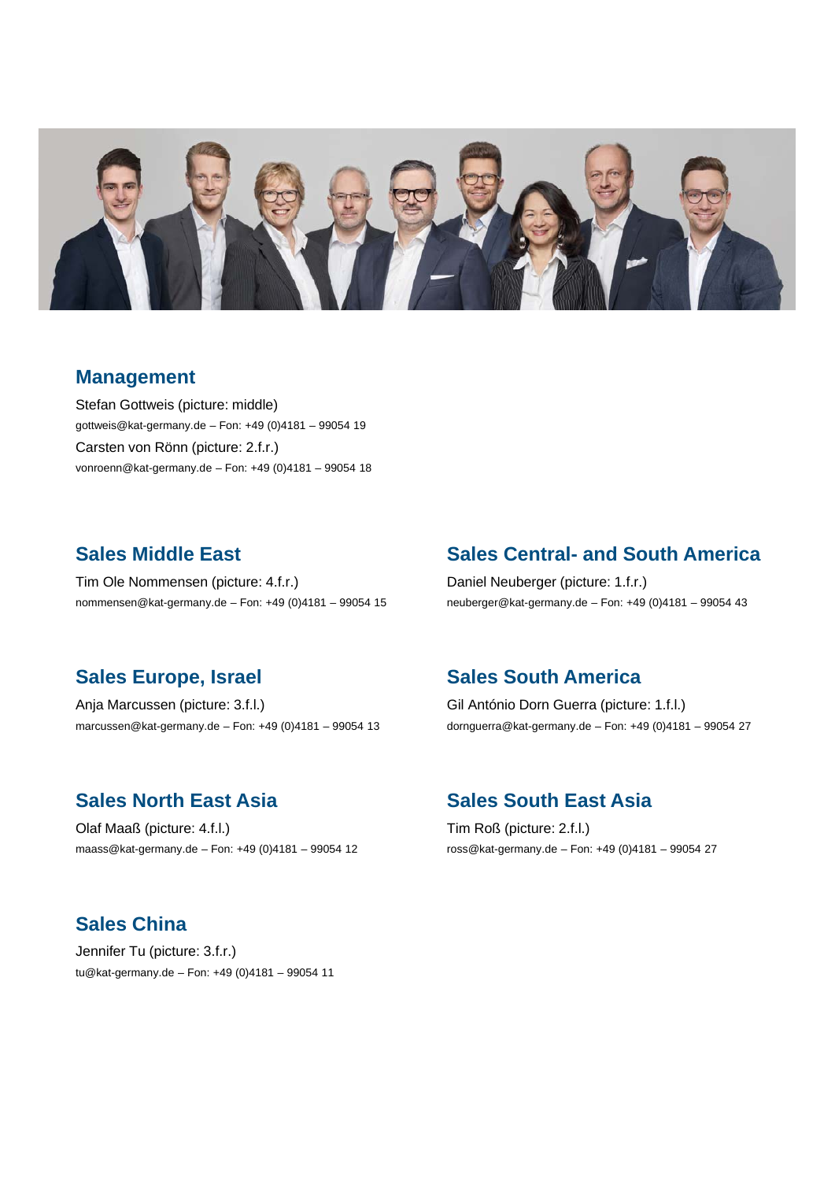## Management

Stefan Gottweis (picture: middle)
gottweis@kat-germany.de – Fon: +49 (0)4181 – 99054 19

Carsten von Rönn (picture: 2.f.r.)
vonroenn@kat-germany.de – Fon: +49 (0)4181 – 99054 18

## Sales Middle East

Tim Ole Nommensen (picture: 4.f.r.)
nommensen@kat-germany.de – Fon: +49 (0)4181 – 99054 15

## Sales Central- and South America

Daniel Neuberger (picture: 1.f.r.)
neuberger@kat-germany.de – Fon: +49 (0)4181 – 99054 43

## Sales Europe, Israel

Anja Marcussen (picture: 3.f.l.)
marcussen@kat-germany.de – Fon: +49 (0)4181 – 99054 13

## Sales South America

Gil António Dorn Guerra (picture: 1.f.l.)
dornguerra@kat-germany.de – Fon: +49 (0)4181 – 99054 27

## Sales North East Asia

Olaf Maaß (picture: 4.f.l.)
maass@kat-germany.de – Fon: +49 (0)4181 – 99054 12

## Sales South East Asia

Tim Roß (picture: 2.f.l.)
ross@kat-germany.de – Fon: +49 (0)4181 – 99054 27

## Sales China

Jennifer Tu (picture: 3.f.r.)
tu@kat-germany.de – Fon: +49 (0)4181 – 99054 11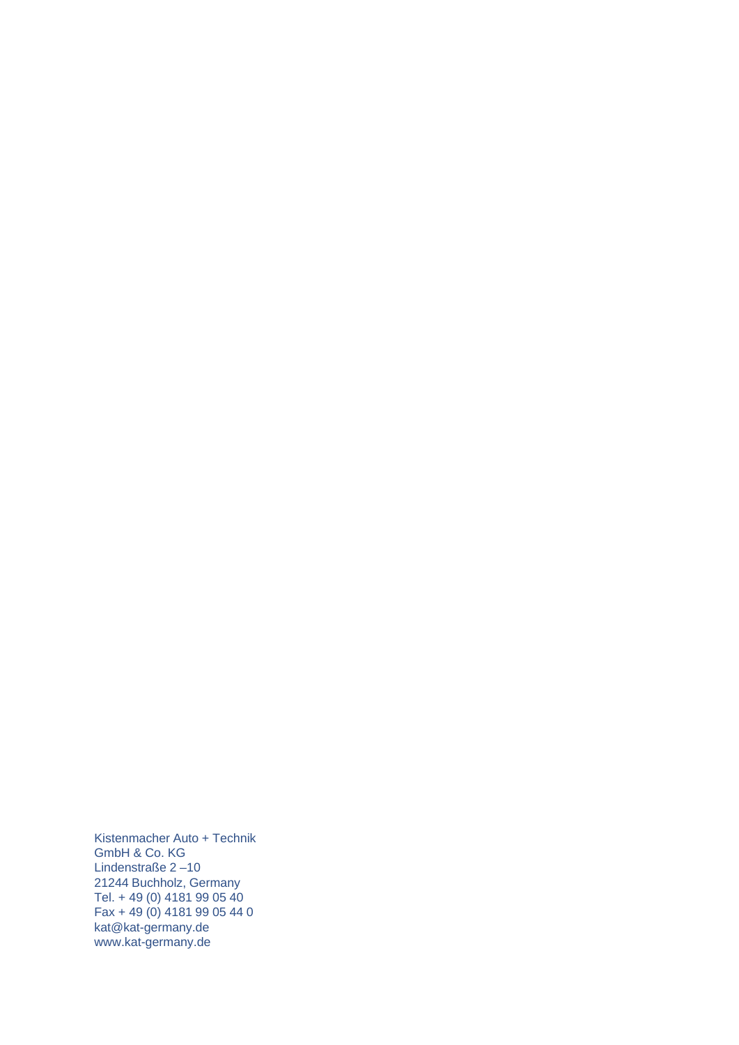Kistenmacher Auto + Technik
GmbH & Co. KG
Lindenstraße 2 –10
21244 Buchholz, Germany
Tel. + 49 (0) 4181 99 05 40
Fax + 49 (0) 4181 99 05 44 0
kat@kat-germany.de
www.kat-germany.de